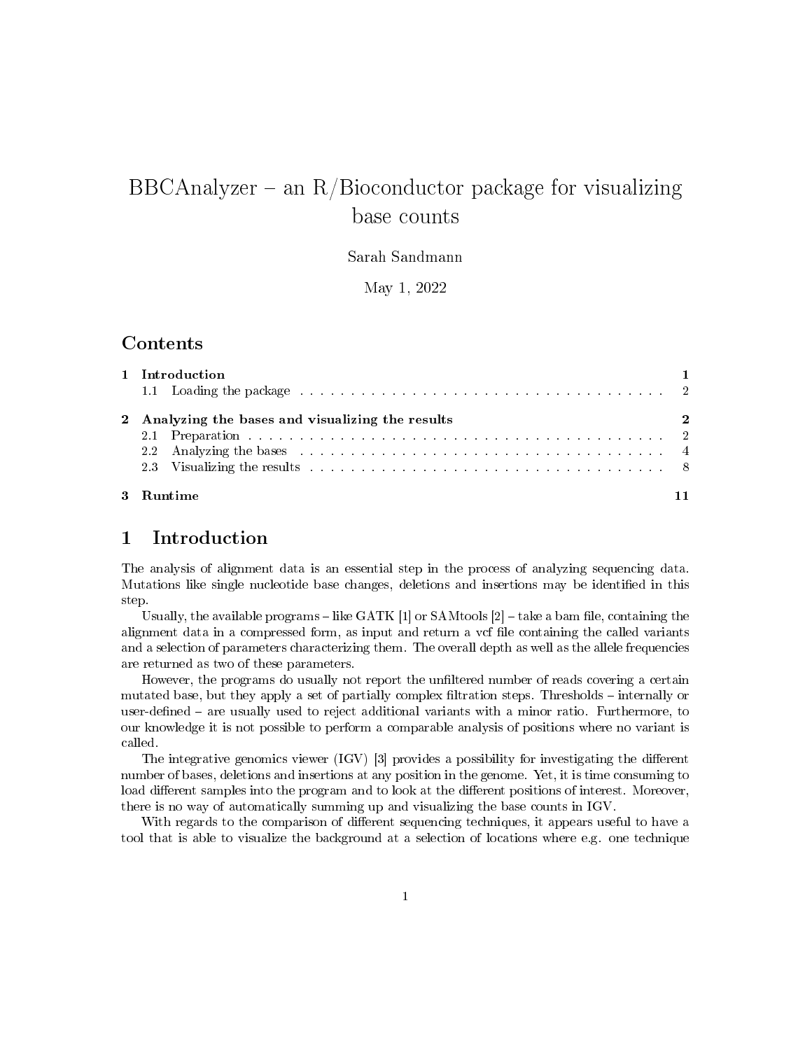# BBCAnalyzer – an R/Bioconductor package for visualizing base counts

Sarah Sandmann

May 1, 2022

## Contents

| | | |
|---|---|---|
| **1** | **Introduction** | **1** |
| 1.1 | Loading the package | 2 |
| **2** | **Analyzing the bases and visualizing the results** | **2** |
| 2.1 | Preparation | 2 |
| 2.2 | Analyzing the bases | 4 |
| 2.3 | Visualizing the results | 8 |
| **3** | **Runtime** | **11** |

## 1 Introduction

The analysis of alignment data is an essential step in the process of analyzing sequencing data. Mutations like single nucleotide base changes, deletions and insertions may be identified in this step.

Usually, the available programs – like GATK [1] or SAMtools [2] – take a bam file, containing the alignment data in a compressed form, as input and return a vcf file containing the called variants and a selection of parameters characterizing them. The overall depth as well as the allele frequencies are returned as two of these parameters.

However, the programs do usually not report the unfiltered number of reads covering a certain mutated base, but they apply a set of partially complex filtration steps. Thresholds – internally or user-defined – are usually used to reject additional variants with a minor ratio. Furthermore, to our knowledge it is not possible to perform a comparable analysis of positions where no variant is called.

The integrative genomics viewer (IGV) [3] provides a possibility for investigating the different number of bases, deletions and insertions at any position in the genome. Yet, it is time consuming to load different samples into the program and to look at the different positions of interest. Moreover, there is no way of automatically summing up and visualizing the base counts in IGV.

With regards to the comparison of different sequencing techniques, it appears useful to have a tool that is able to visualize the background at a selection of locations where e.g. one technique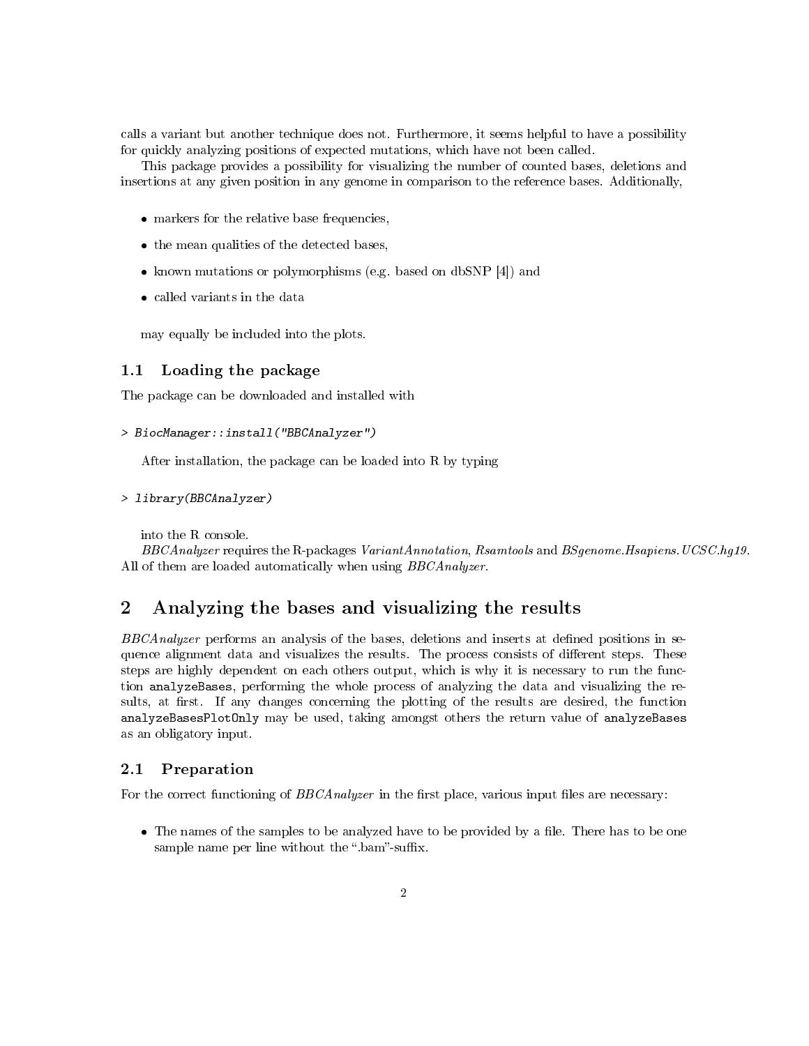calls a variant but another technique does not. Furthermore, it seems helpful to have a possibility for quickly analyzing positions of expected mutations, which have not been called.

This package provides a possibility for visualizing the number of counted bases, deletions and insertions at any given position in any genome in comparison to the reference bases. Additionally,

- markers for the relative base frequencies,
- the mean qualities of the detected bases,
- known mutations or polymorphisms (e.g. based on dbSNP [4]) and
- called variants in the data

may equally be included into the plots.

## 1.1 Loading the package

The package can be downloaded and installed with

```
> BiocManager::install("BBCAnalyzer")
```

After installation, the package can be loaded into R by typing

```
> library(BBCAnalyzer)
```

into the R console.

*BBCAnalyzer* requires the R-packages *VariantAnnotation*, *Rsamtools* and *BSgenome.Hsapiens.UCSC.hg19*. All of them are loaded automatically when using *BBCAnalyzer*.

# 2 Analyzing the bases and visualizing the results

*BBCAnalyzer* performs an analysis of the bases, deletions and inserts at defined positions in sequence alignment data and visualizes the results. The process consists of different steps. These steps are highly dependent on each others output, which is why it is necessary to run the function `analyzeBases`, performing the whole process of analyzing the data and visualizing the results, at first. If any changes concerning the plotting of the results are desired, the function `analyzeBasesPlotOnly` may be used, taking amongst others the return value of `analyzeBases` as an obligatory input.

## 2.1 Preparation

For the correct functioning of *BBCAnalyzer* in the first place, various input files are necessary:

- The names of the samples to be analyzed have to be provided by a file. There has to be one sample name per line without the ".bam"-suffix.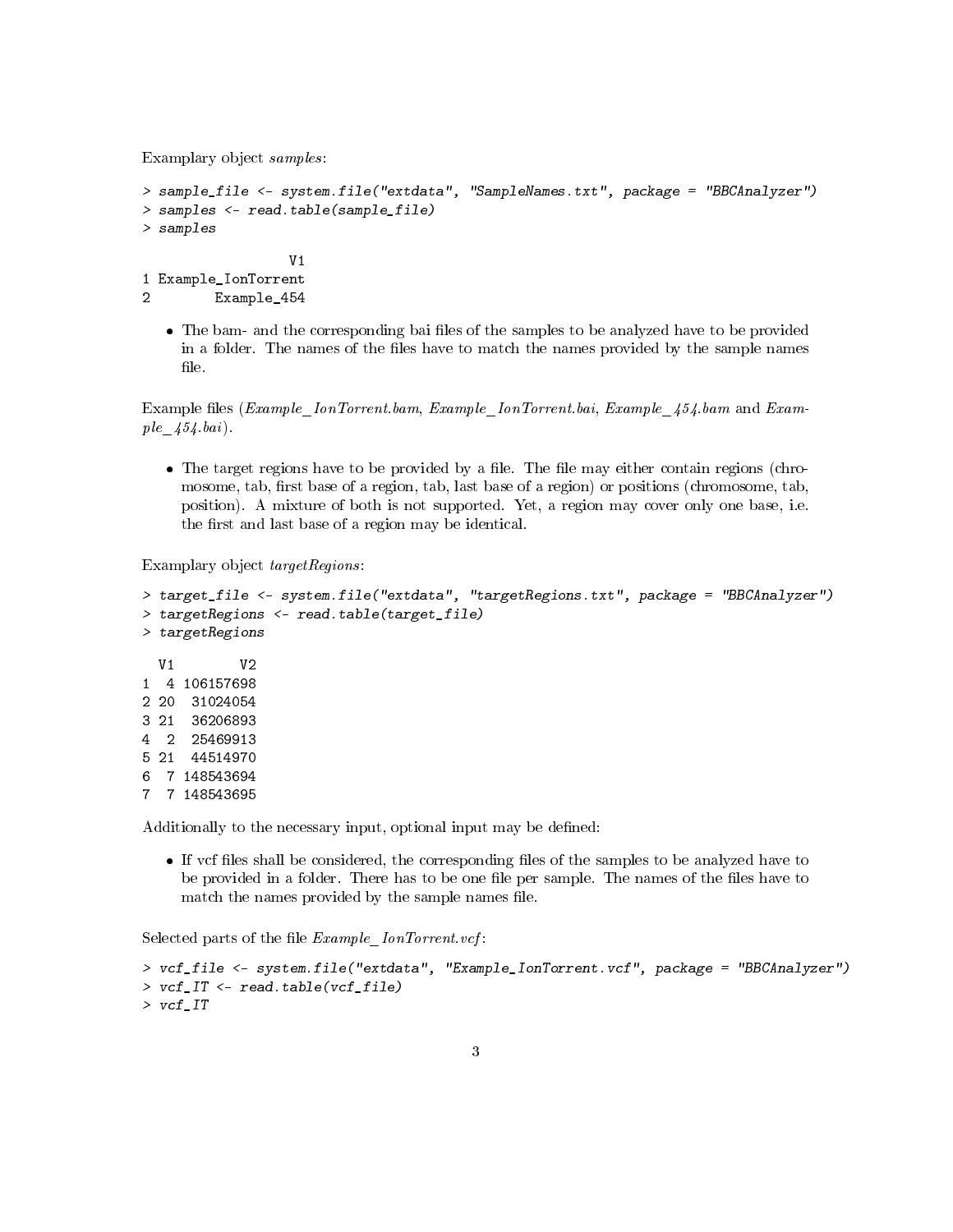Examplary object *samples*:

```
> sample_file <- system.file("extdata", "SampleNames.txt", package = "BBCAnalyzer")
> samples <- read.table(sample_file)
> samples

                V1
1 Example_IonTorrent
2        Example_454
```

- The bam- and the corresponding bai files of the samples to be analyzed have to be provided in a folder. The names of the files have to match the names provided by the sample names file.

Example files (*Example_IonTorrent.bam*, *Example_IonTorrent.bai*, *Example_454.bam* and *Example_454.bai*).

- The target regions have to be provided by a file. The file may either contain regions (chromosome, tab, first base of a region, tab, last base of a region) or positions (chromosome, tab, position). A mixture of both is not supported. Yet, a region may cover only one base, i.e. the first and last base of a region may be identical.

Examplary object *targetRegions*:

```
> target_file <- system.file("extdata", "targetRegions.txt", package = "BBCAnalyzer")
> targetRegions <- read.table(target_file)
> targetRegions

  V1        V2
1  4 106157698
2 20  31024054
3 21  36206893
4  2  25469913
5 21  44514970
6  7 148543694
7  7 148543695
```

Additionally to the necessary input, optional input may be defined:

- If vcf files shall be considered, the corresponding files of the samples to be analyzed have to be provided in a folder. There has to be one file per sample. The names of the files have to match the names provided by the sample names file.

Selected parts of the file *Example_IonTorrent.vcf*:

```
> vcf_file <- system.file("extdata", "Example_IonTorrent.vcf", package = "BBCAnalyzer")
> vcf_IT <- read.table(vcf_file)
> vcf_IT
```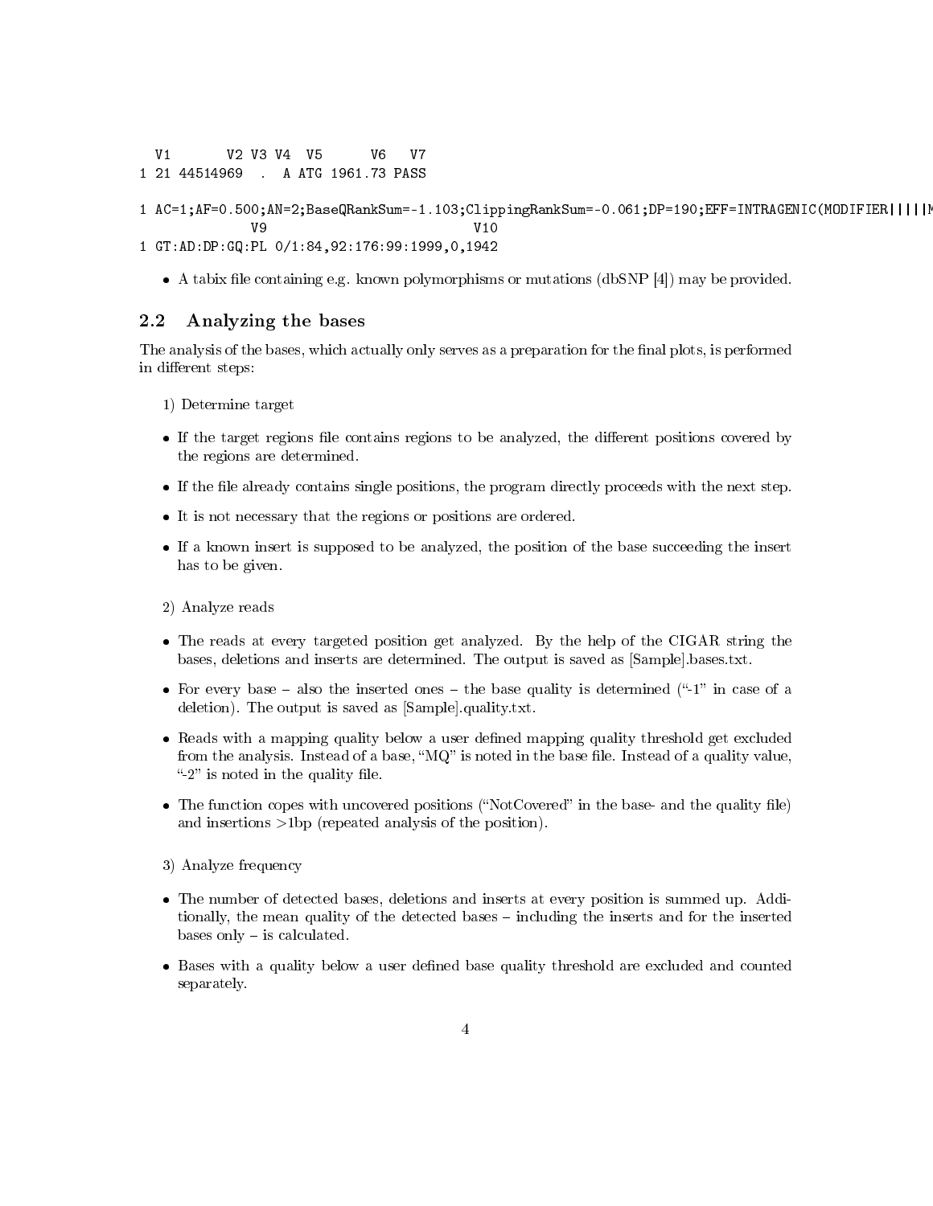```
  V1       V2 V3 V4  V5      V6   V7
1 21 44514969  .  A ATG 1961.73 PASS

1 AC=1;AF=0.500;AN=2;BaseQRankSum=-1.103;ClippingRankSum=-0.061;DP=190;EFF=INTRAGENIC(MODIFIER|||||M
            V9                          V10
1 GT:AD:DP:GQ:PL 0/1:84,92:176:99:1999,0,1942
```

- A tabix file containing e.g. known polymorphisms or mutations (dbSNP [4]) may be provided.

## 2.2 Analyzing the bases

The analysis of the bases, which actually only serves as a preparation for the final plots, is performed in different steps:

1) Determine target

- If the target regions file contains regions to be analyzed, the different positions covered by the regions are determined.
- If the file already contains single positions, the program directly proceeds with the next step.
- It is not necessary that the regions or positions are ordered.
- If a known insert is supposed to be analyzed, the position of the base succeeding the insert has to be given.

2) Analyze reads

- The reads at every targeted position get analyzed. By the help of the CIGAR string the bases, deletions and inserts are determined. The output is saved as [Sample].bases.txt.
- For every base – also the inserted ones – the base quality is determined ("-1" in case of a deletion). The output is saved as [Sample].quality.txt.
- Reads with a mapping quality below a user defined mapping quality threshold get excluded from the analysis. Instead of a base, "MQ" is noted in the base file. Instead of a quality value, "-2" is noted in the quality file.
- The function copes with uncovered positions ("NotCovered" in the base- and the quality file) and insertions >1bp (repeated analysis of the position).

3) Analyze frequency

- The number of detected bases, deletions and inserts at every position is summed up. Additionally, the mean quality of the detected bases – including the inserts and for the inserted bases only – is calculated.
- Bases with a quality below a user defined base quality threshold are excluded and counted separately.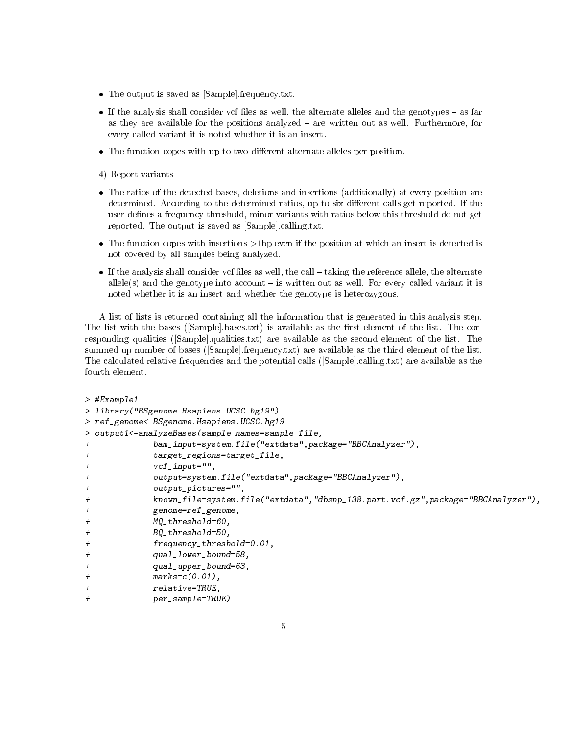- The output is saved as [Sample].frequency.txt.
- If the analysis shall consider vcf files as well, the alternate alleles and the genotypes – as far as they are available for the positions analyzed – are written out as well. Furthermore, for every called variant it is noted whether it is an insert.
- The function copes with up to two different alternate alleles per position.

4) Report variants

- The ratios of the detected bases, deletions and insertions (additionally) at every position are determined. According to the determined ratios, up to six different calls get reported. If the user defines a frequency threshold, minor variants with ratios below this threshold do not get reported. The output is saved as [Sample].calling.txt.
- The function copes with insertions >1bp even if the position at which an insert is detected is not covered by all samples being analyzed.
- If the analysis shall consider vcf files as well, the call – taking the reference allele, the alternate allele(s) and the genotype into account – is written out as well. For every called variant it is noted whether it is an insert and whether the genotype is heterozygous.

A list of lists is returned containing all the information that is generated in this analysis step. The list with the bases ([Sample].bases.txt) is available as the first element of the list. The corresponding qualities ([Sample].qualities.txt) are available as the second element of the list. The summed up number of bases ([Sample].frequency.txt) are available as the third element of the list. The calculated relative frequencies and the potential calls ([Sample].calling.txt) are available as the fourth element.

```
> #Example1
> library("BSgenome.Hsapiens.UCSC.hg19")
> ref_genome<-BSgenome.Hsapiens.UCSC.hg19
> output1<-analyzeBases(sample_names=sample_file,
+              bam_input=system.file("extdata",package="BBCAnalyzer"),
+              target_regions=target_file,
+              vcf_input="",
+              output=system.file("extdata",package="BBCAnalyzer"),
+              output_pictures="",
+              known_file=system.file("extdata","dbsnp_138.part.vcf.gz",package="BBCAnalyzer"),
+              genome=ref_genome,
+              MQ_threshold=60,
+              BQ_threshold=50,
+              frequency_threshold=0.01,
+              qual_lower_bound=58,
+              qual_upper_bound=63,
+              marks=c(0.01),
+              relative=TRUE,
+              per_sample=TRUE)
```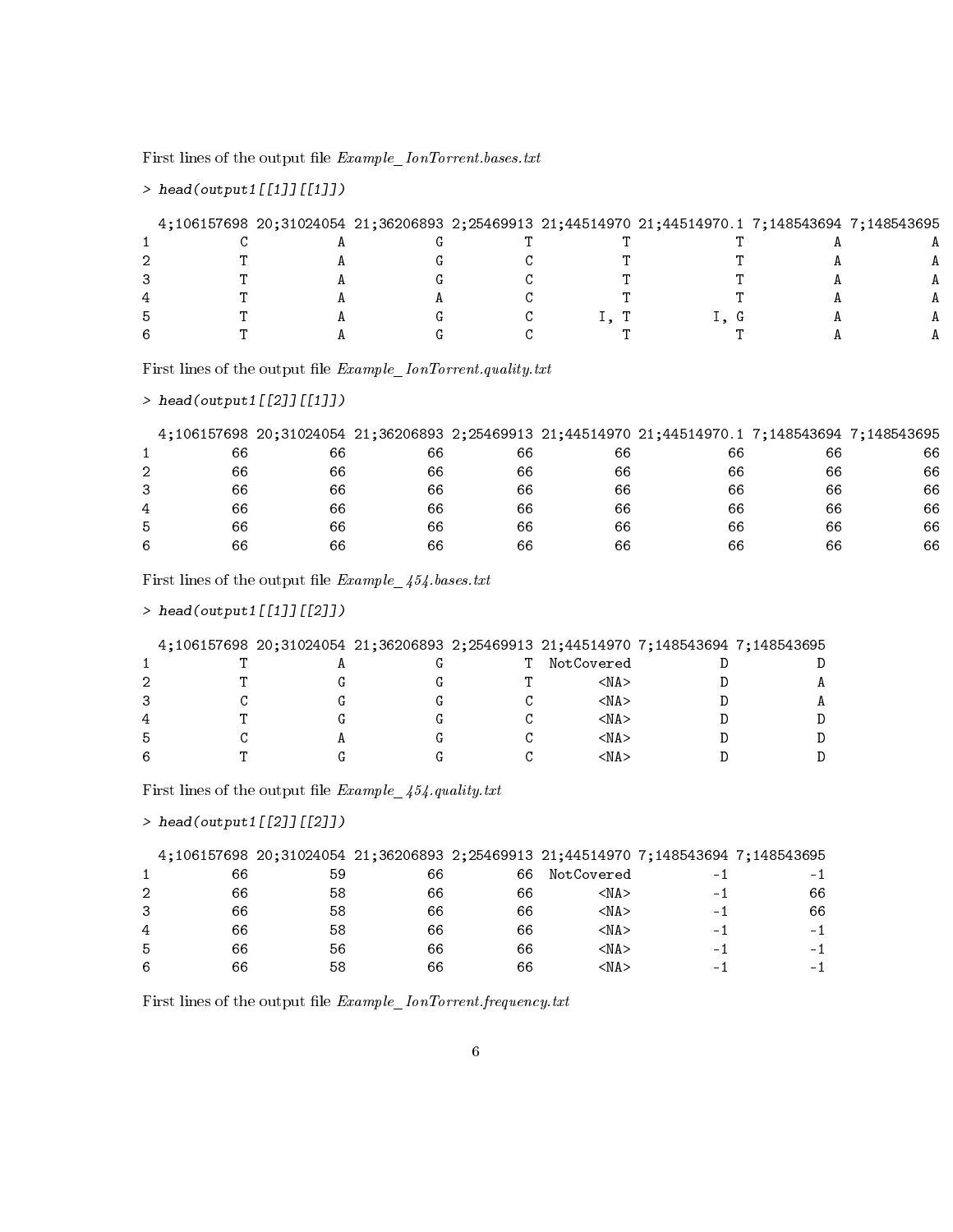First lines of the output file *Example_IonTorrent.bases.txt*

```
> head(output1[[1]][[1]])

  4;106157698 20;31024054 21;36206893 2;25469913 21;44514970 21;44514970.1 7;148543694 7;148543695
1           C           A           G          T           T             T           A           A
2           T           A           G          C           T             T           A           A
3           T           A           G          C           T             T           A           A
4           T           A           A          C           T             T           A           A
5           T           A           G          C        I, T          I, G           A           A
6           T           A           G          C           T             T           A           A
```

First lines of the output file *Example_IonTorrent.quality.txt*

```
> head(output1[[2]][[1]])

  4;106157698 20;31024054 21;36206893 2;25469913 21;44514970 21;44514970.1 7;148543694 7;148543695
1          66          66          66         66          66            66          66          66
2          66          66          66         66          66            66          66          66
3          66          66          66         66          66            66          66          66
4          66          66          66         66          66            66          66          66
5          66          66          66         66          66            66          66          66
6          66          66          66         66          66            66          66          66
```

First lines of the output file *Example_454.bases.txt*

```
> head(output1[[1]][[2]])

  4;106157698 20;31024054 21;36206893 2;25469913 21;44514970 7;148543694 7;148543695
1           T           A           G          T  NotCovered           D           D
2           T           G           G          T        <NA>           D           A
3           C           G           G          C        <NA>           D           A
4           T           G           G          C        <NA>           D           D
5           C           A           G          C        <NA>           D           D
6           T           G           G          C        <NA>           D           D
```

First lines of the output file *Example_454.quality.txt*

```
> head(output1[[2]][[2]])

  4;106157698 20;31024054 21;36206893 2;25469913 21;44514970 7;148543694 7;148543695
1          66          59          66         66  NotCovered          -1          -1
2          66          58          66         66        <NA>          -1          66
3          66          58          66         66        <NA>          -1          66
4          66          58          66         66        <NA>          -1          -1
5          66          56          66         66        <NA>          -1          -1
6          66          58          66         66        <NA>          -1          -1
```

First lines of the output file *Example_IonTorrent.frequency.txt*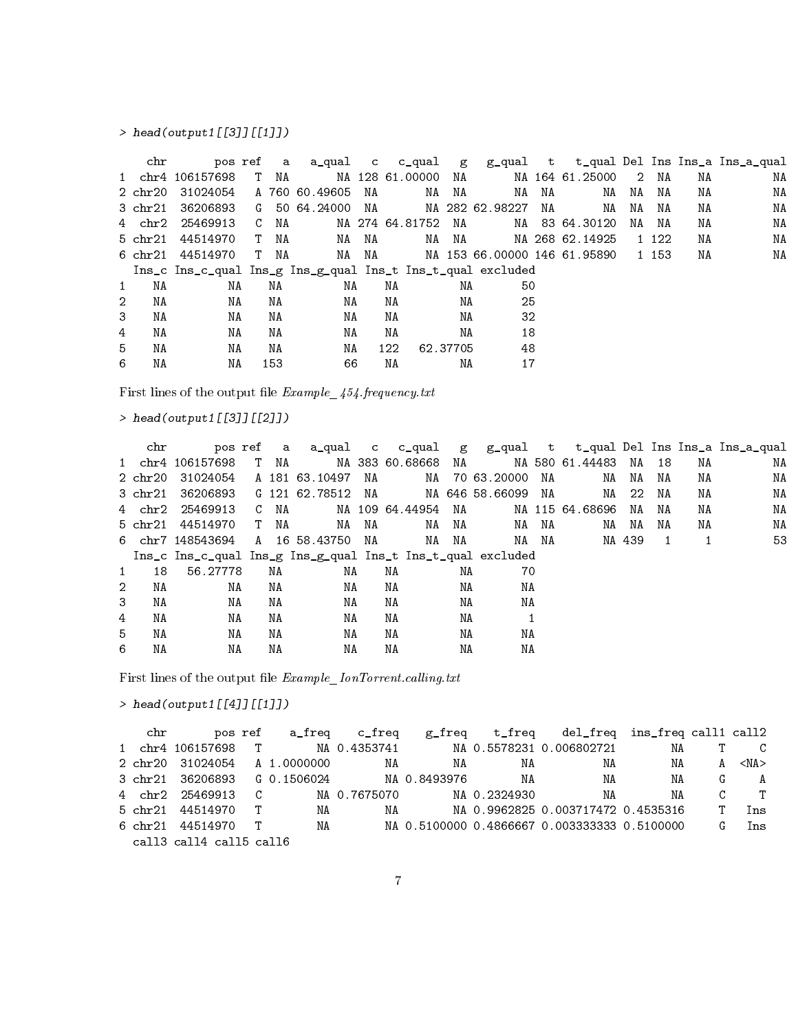```
> head(output1[[3]][[1]])

    chr       pos ref   a   a_qual   c   c_qual   g   g_qual   t   t_qual Del Ins Ins_a Ins_a_qual
1  chr4 106157698   T  NA       NA 128 61.00000  NA       NA 164 61.25000   2  NA    NA         NA
2 chr20  31024054   A 760 60.49605  NA       NA  NA       NA  NA       NA  NA  NA    NA         NA
3 chr21  36206893   G  50 64.24000  NA       NA 282 62.98227  NA       NA  NA  NA    NA         NA
4  chr2  25469913   C  NA       NA 274 64.81752  NA       NA  83 64.30120  NA  NA    NA         NA
5 chr21  44514970   T  NA       NA  NA       NA  NA       NA 268 62.14925   1 122    NA         NA
6 chr21  44514970   T  NA       NA  NA       NA 153 66.00000 146 61.95890   1 153    NA         NA
  Ins_c Ins_c_qual Ins_g Ins_g_qual Ins_t Ins_t_qual excluded
1    NA         NA    NA         NA    NA         NA       50
2    NA         NA    NA         NA    NA         NA       25
3    NA         NA    NA         NA    NA         NA       32
4    NA         NA    NA         NA    NA         NA       18
5    NA         NA    NA         NA   122   62.37705       48
6    NA         NA   153         66    NA         NA       17
```

First lines of the output file *Example_454.frequency.txt*

```
> head(output1[[3]][[2]])

    chr       pos ref   a   a_qual   c   c_qual   g   g_qual   t   t_qual Del Ins Ins_a Ins_a_qual
1  chr4 106157698   T  NA       NA 383 60.68668  NA       NA 580 61.44483  NA  18    NA         NA
2 chr20  31024054   A 181 63.10497  NA       NA  70 63.20000  NA       NA  NA  NA    NA         NA
3 chr21  36206893   G 121 62.78512  NA       NA 646 58.66099  NA       NA  22  NA    NA         NA
4  chr2  25469913   C  NA       NA 109 64.44954  NA       NA 115 64.68696  NA  NA    NA         NA
5 chr21  44514970   T  NA       NA  NA       NA  NA       NA  NA       NA  NA  NA    NA         NA
6  chr7 148543694   A  16 58.43750  NA       NA  NA       NA  NA       NA 439   1     1         53
  Ins_c Ins_c_qual Ins_g Ins_g_qual Ins_t Ins_t_qual excluded
1    18   56.27778    NA         NA    NA         NA       70
2    NA         NA    NA         NA    NA         NA       NA
3    NA         NA    NA         NA    NA         NA       NA
4    NA         NA    NA         NA    NA         NA        1
5    NA         NA    NA         NA    NA         NA       NA
6    NA         NA    NA         NA    NA         NA       NA
```

First lines of the output file *Example_IonTorrent.calling.txt*

```
> head(output1[[4]][[1]])

    chr       pos ref    a_freq    c_freq    g_freq    t_freq    del_freq  ins_freq call1 call2
1  chr4 106157698   T        NA 0.4353741        NA 0.5578231 0.006802721        NA     T     C
2 chr20  31024054   A 1.0000000        NA        NA        NA          NA        NA     A  <NA>
3 chr21  36206893   G 0.1506024        NA 0.8493976        NA          NA        NA     G     A
4  chr2  25469913   C        NA 0.7675070        NA 0.2324930          NA        NA     C     T
5 chr21  44514970   T        NA        NA        NA 0.9962825 0.003717472 0.4535316     T   Ins
6 chr21  44514970   T        NA        NA 0.5100000 0.4866667 0.003333333 0.5100000     G   Ins
  call3 call4 call5 call6
```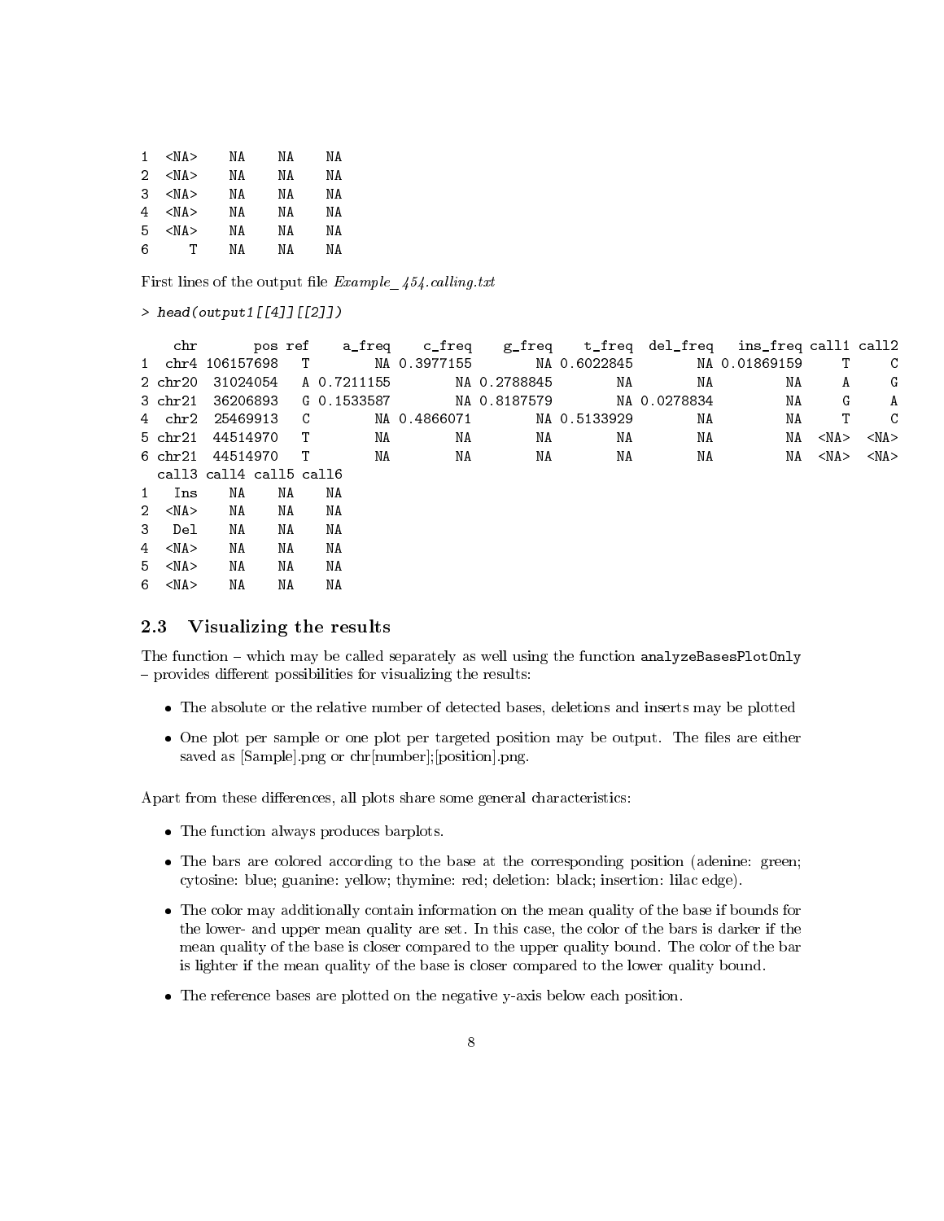```
1  <NA>    NA    NA    NA
2  <NA>    NA    NA    NA
3  <NA>    NA    NA    NA
4  <NA>    NA    NA    NA
5  <NA>    NA    NA    NA
6     T    NA    NA    NA
```

First lines of the output file *Example_454.calling.txt*

```
> head(output1[[4]][[2]])

    chr       pos ref     a_freq     c_freq     g_freq     t_freq   del_freq   ins_freq call1 call2
1  chr4 106157698   T         NA 0.3977155         NA 0.6022845         NA 0.01869159     T     C
2 chr20  31024054   A 0.7211155         NA 0.2788845         NA         NA         NA     A     G
3 chr21  36206893   G 0.1533587         NA 0.8187579         NA 0.0278834         NA     G     A
4  chr2  25469913   C         NA 0.4866071         NA 0.5133929         NA         NA     T     C
5 chr21  44514970   T         NA         NA         NA         NA         NA         NA  <NA>  <NA>
6 chr21  44514970   T         NA         NA         NA         NA         NA         NA  <NA>  <NA>
  call3 call4 call5 call6
1   Ins    NA    NA    NA
2  <NA>    NA    NA    NA
3   Del    NA    NA    NA
4  <NA>    NA    NA    NA
5  <NA>    NA    NA    NA
6  <NA>    NA    NA    NA
```

## 2.3 Visualizing the results

The function – which may be called separately as well using the function `analyzeBasesPlotOnly` – provides different possibilities for visualizing the results:

- The absolute or the relative number of detected bases, deletions and inserts may be plotted
- One plot per sample or one plot per targeted position may be output. The files are either saved as [Sample].png or chr[number];[position].png.

Apart from these differences, all plots share some general characteristics:

- The function always produces barplots.
- The bars are colored according to the base at the corresponding position (adenine: green; cytosine: blue; guanine: yellow; thymine: red; deletion: black; insertion: lilac edge).
- The color may additionally contain information on the mean quality of the base if bounds for the lower- and upper mean quality are set. In this case, the color of the bars is darker if the mean quality of the base is closer compared to the upper quality bound. The color of the bar is lighter if the mean quality of the base is closer compared to the lower quality bound.
- The reference bases are plotted on the negative y-axis below each position.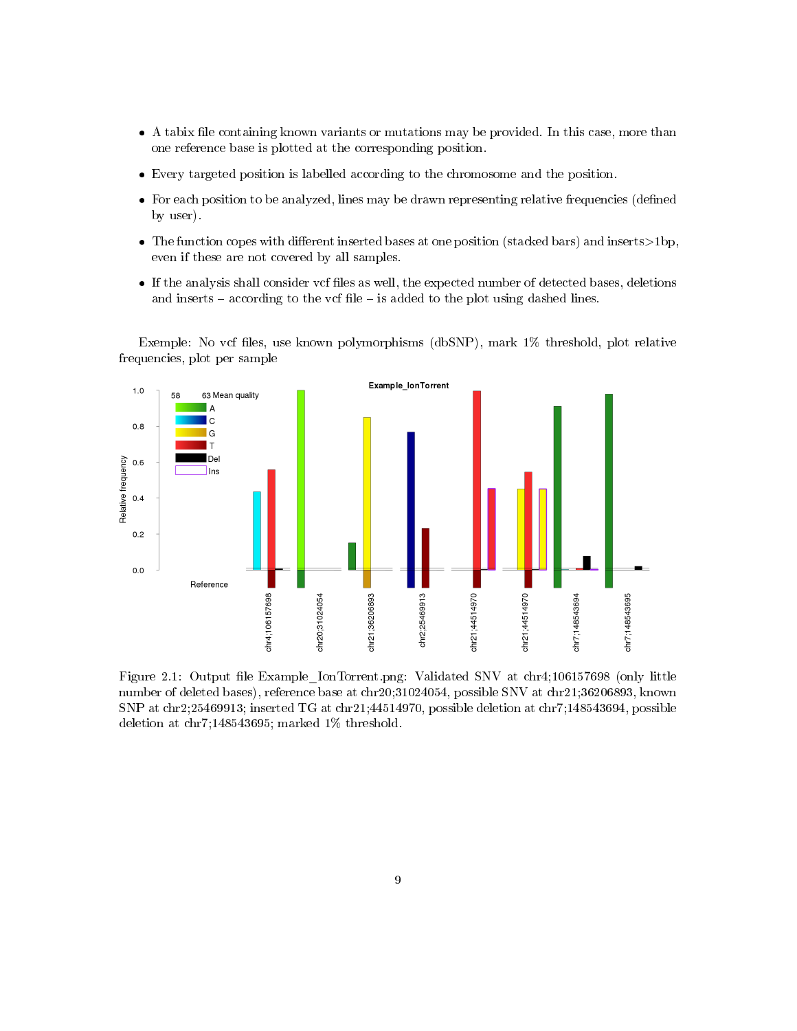- A tabix file containing known variants or mutations may be provided. In this case, more than one reference base is plotted at the corresponding position.
- Every targeted position is labelled according to the chromosome and the position.
- For each position to be analyzed, lines may be drawn representing relative frequencies (defined by user).
- The function copes with different inserted bases at one position (stacked bars) and inserts>1bp, even if these are not covered by all samples.
- If the analysis shall consider vcf files as well, the expected number of detected bases, deletions and inserts – according to the vcf file – is added to the plot using dashed lines.

Exemple: No vcf files, use known polymorphisms (dbSNP), mark 1% threshold, plot relative frequencies, plot per sample

Figure 2.1: Output file Example_IonTorrent.png: Validated SNV at chr4;106157698 (only little number of deleted bases), reference base at chr20;31024054, possible SNV at chr21;36206893, known SNP at chr2;25469913; inserted TG at chr21;44514970, possible deletion at chr7;148543694, possible deletion at chr7;148543695; marked 1% threshold.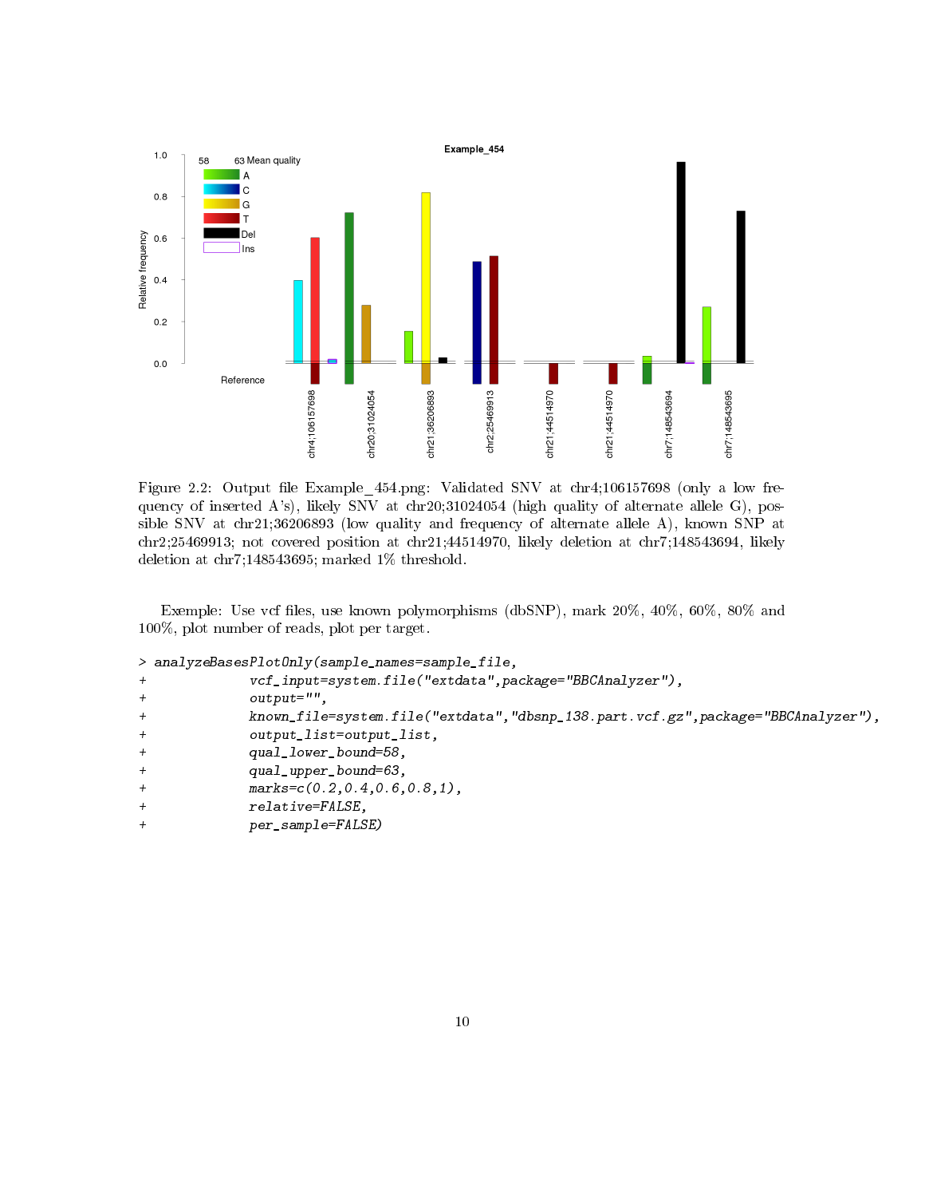Figure 2.2: Output file Example_454.png: Validated SNV at chr4;106157698 (only a low frequency of inserted A's), likely SNV at chr20;31024054 (high quality of alternate allele G), possible SNV at chr21;36206893 (low quality and frequency of alternate allele A), known SNP at chr2;25469913; not covered position at chr21;44514970, likely deletion at chr7;148543694, likely deletion at chr7;148543695; marked 1% threshold.

Exemple: Use vcf files, use known polymorphisms (dbSNP), mark 20%, 40%, 60%, 80% and 100%, plot number of reads, plot per target.

```
> analyzeBasesPlotOnly(sample_names=sample_file,
+              vcf_input=system.file("extdata",package="BBCAnalyzer"),
+              output="",
+              known_file=system.file("extdata","dbsnp_138.part.vcf.gz",package="BBCAnalyzer"),
+              output_list=output_list,
+              qual_lower_bound=58,
+              qual_upper_bound=63,
+              marks=c(0.2,0.4,0.6,0.8,1),
+              relative=FALSE,
+              per_sample=FALSE)
```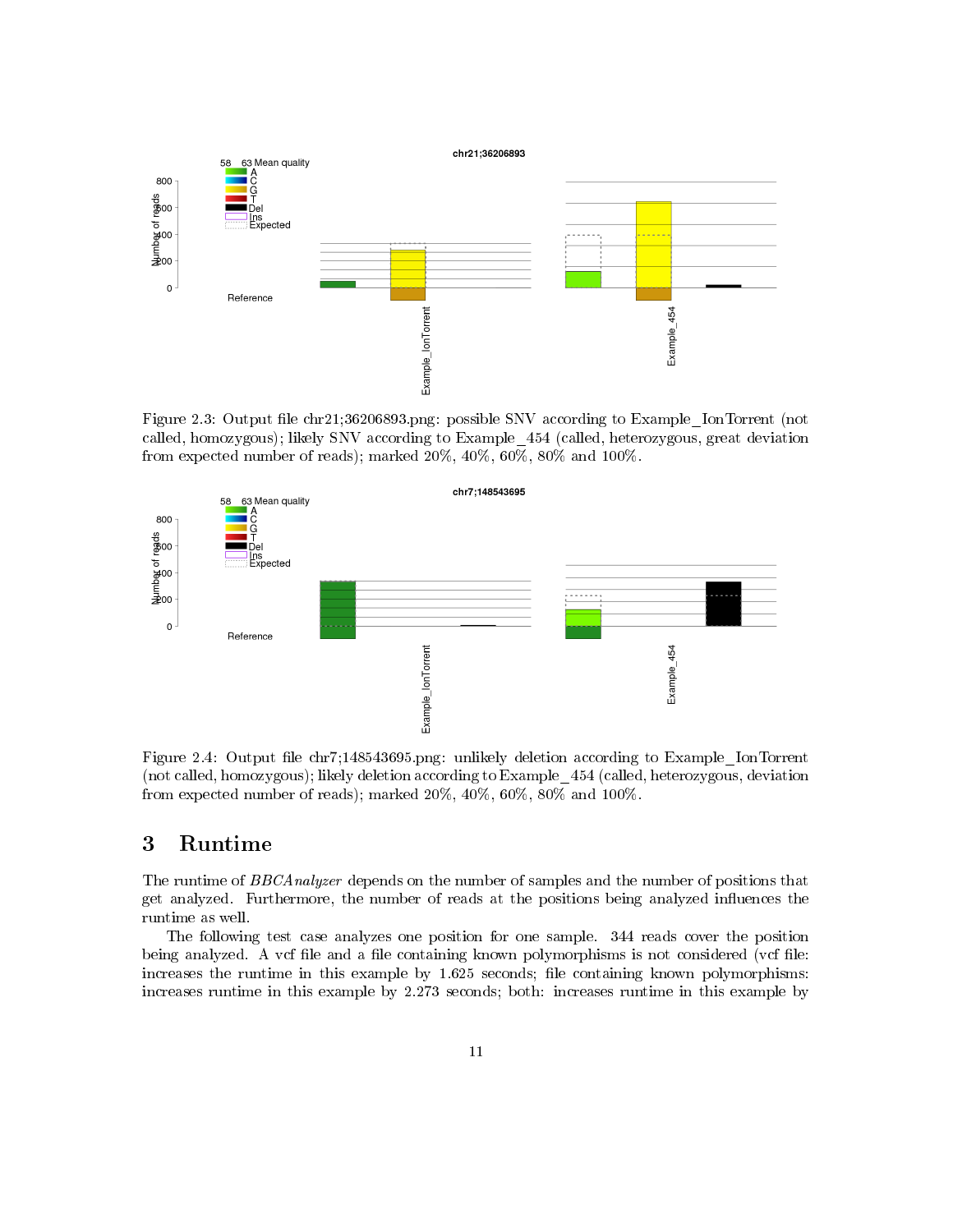Figure 2.3: Output file chr21;36206893.png: possible SNV according to Example_IonTorrent (not called, homozygous); likely SNV according to Example_454 (called, heterozygous, great deviation from expected number of reads); marked 20%, 40%, 60%, 80% and 100%.

Figure 2.4: Output file chr7;148543695.png: unlikely deletion according to Example_IonTorrent (not called, homozygous); likely deletion according to Example_454 (called, heterozygous, deviation from expected number of reads); marked 20%, 40%, 60%, 80% and 100%.

# 3 Runtime

The runtime of *BBCAnalyzer* depends on the number of samples and the number of positions that get analyzed. Furthermore, the number of reads at the positions being analyzed influences the runtime as well.

The following test case analyzes one position for one sample. 344 reads cover the position being analyzed. A vcf file and a file containing known polymorphisms is not considered (vcf file: increases the runtime in this example by 1.625 seconds; file containing known polymorphisms: increases runtime in this example by 2.273 seconds; both: increases runtime in this example by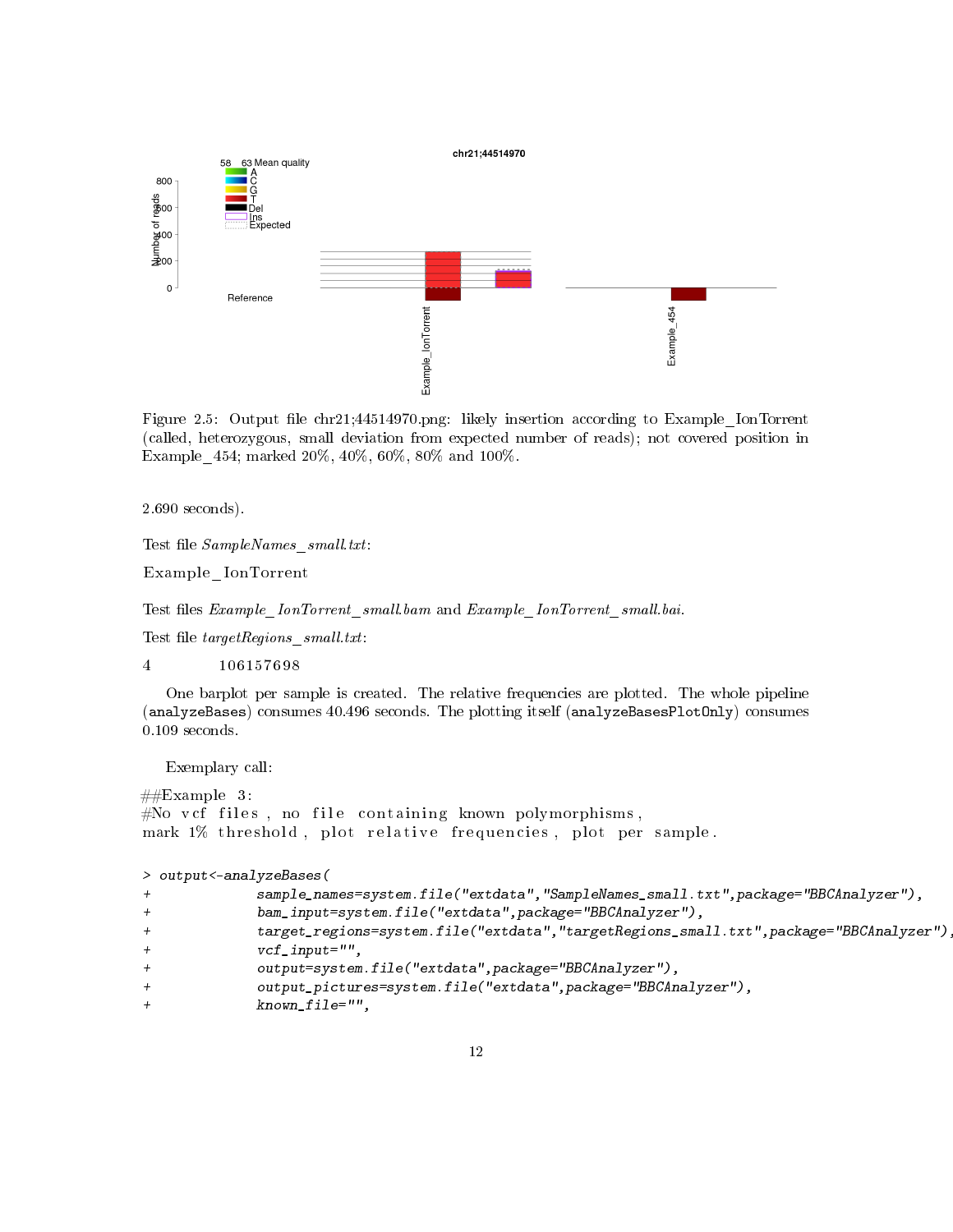Figure 2.5: Output file chr21;44514970.png: likely insertion according to Example_IonTorrent (called, heterozygous, small deviation from expected number of reads); not covered position in Example_454; marked 20%, 40%, 60%, 80% and 100%.

2.690 seconds).

Test file *SampleNames_small.txt*:

Example_IonTorrent

Test files *Example_IonTorrent_small.bam* and *Example_IonTorrent_small.bai*.

Test file *targetRegions_small.txt*:

4 106157698

One barplot per sample is created. The relative frequencies are plotted. The whole pipeline (`analyzeBases`) consumes 40.496 seconds. The plotting itself (`analyzeBasesPlotOnly`) consumes 0.109 seconds.

Exemplary call:

```
##Example 3:
#No vcf files, no file containing known polymorphisms,
mark 1% threshold, plot relative frequencies, plot per sample.

> output<-analyzeBases(
+            sample_names=system.file("extdata","SampleNames_small.txt",package="BBCAnalyzer"),
+            bam_input=system.file("extdata",package="BBCAnalyzer"),
+            target_regions=system.file("extdata","targetRegions_small.txt",package="BBCAnalyzer"),
+            vcf_input="",
+            output=system.file("extdata",package="BBCAnalyzer"),
+            output_pictures=system.file("extdata",package="BBCAnalyzer"),
+            known_file="",
```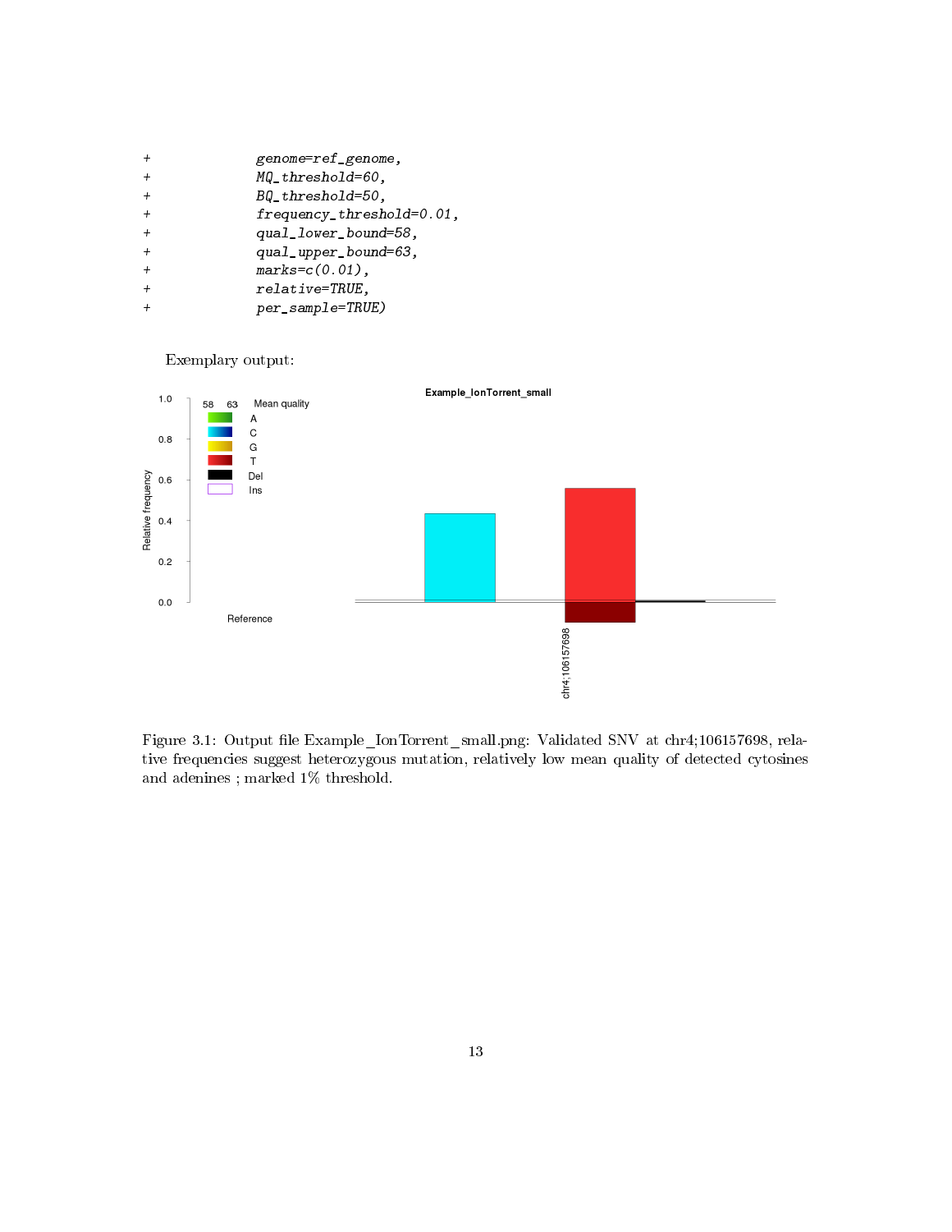```
+             genome=ref_genome,
+             MQ_threshold=60,
+             BQ_threshold=50,
+             frequency_threshold=0.01,
+             qual_lower_bound=58,
+             qual_upper_bound=63,
+             marks=c(0.01),
+             relative=TRUE,
+             per_sample=TRUE)
```

Exemplary output:

Figure 3.1: Output file Example_IonTorrent_small.png: Validated SNV at chr4;106157698, relative frequencies suggest heterozygous mutation, relatively low mean quality of detected cytosines and adenines ; marked 1% threshold.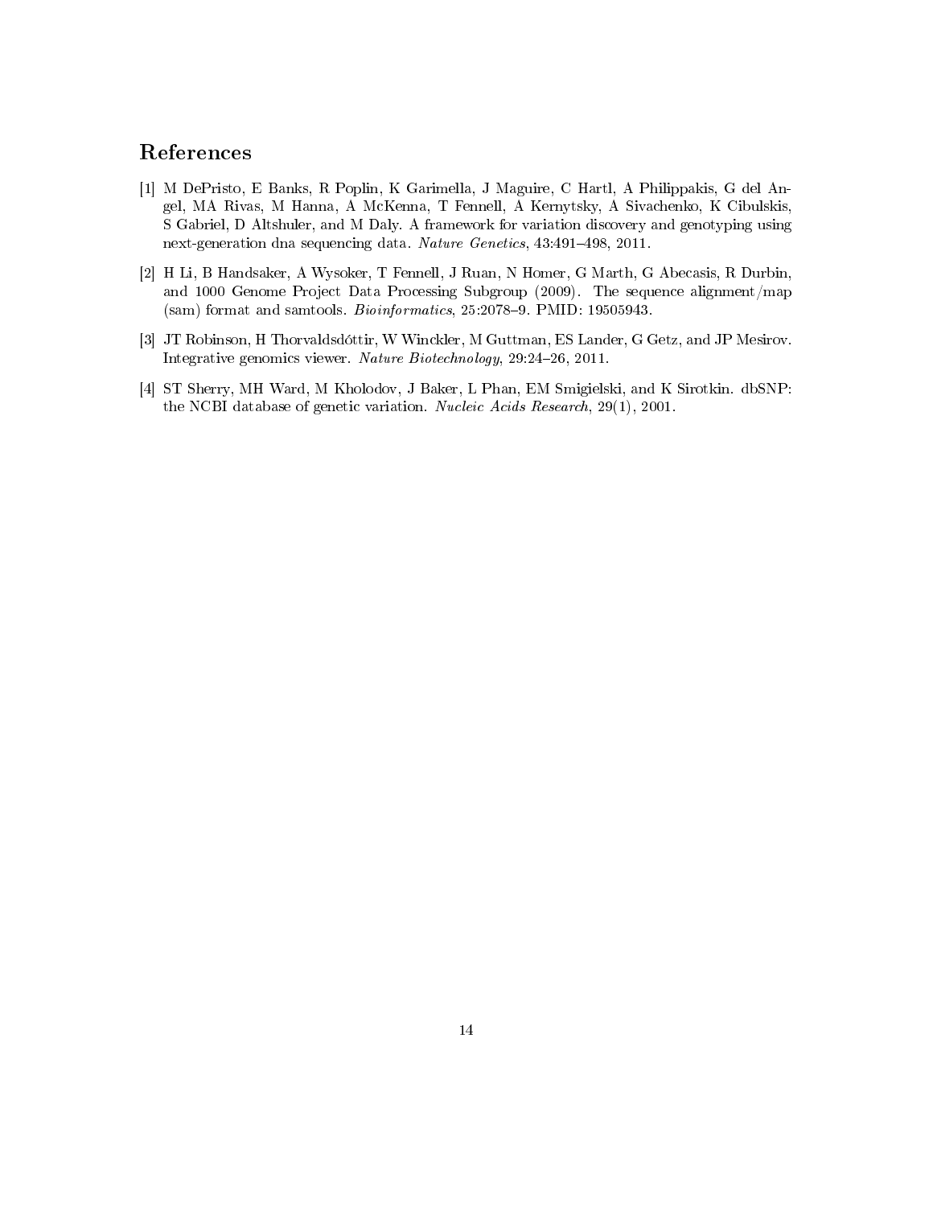# References

[1] M DePristo, E Banks, R Poplin, K Garimella, J Maguire, C Hartl, A Philippakis, G del Angel, MA Rivas, M Hanna, A McKenna, T Fennell, A Kernytsky, A Sivachenko, K Cibulskis, S Gabriel, D Altshuler, and M Daly. A framework for variation discovery and genotyping using next-generation dna sequencing data. *Nature Genetics*, 43:491–498, 2011.

[2] H Li, B Handsaker, A Wysoker, T Fennell, J Ruan, N Homer, G Marth, G Abecasis, R Durbin, and 1000 Genome Project Data Processing Subgroup (2009). The sequence alignment/map (sam) format and samtools. *Bioinformatics*, 25:2078–9. PMID: 19505943.

[3] JT Robinson, H Thorvaldsdóttir, W Winckler, M Guttman, ES Lander, G Getz, and JP Mesirov. Integrative genomics viewer. *Nature Biotechnology*, 29:24–26, 2011.

[4] ST Sherry, MH Ward, M Kholodov, J Baker, L Phan, EM Smigielski, and K Sirotkin. dbSNP: the NCBI database of genetic variation. *Nucleic Acids Research*, 29(1), 2001.